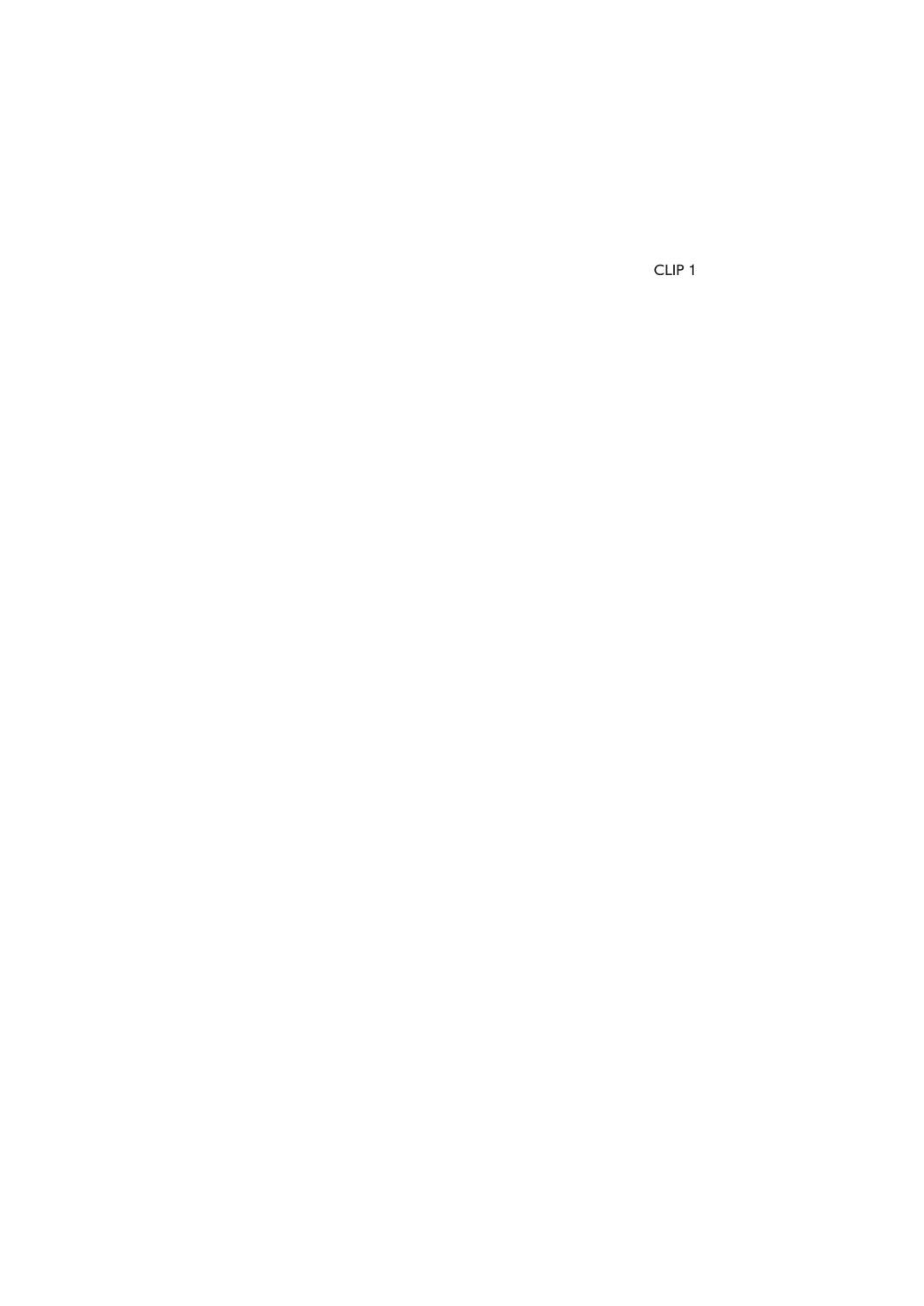CLIP 1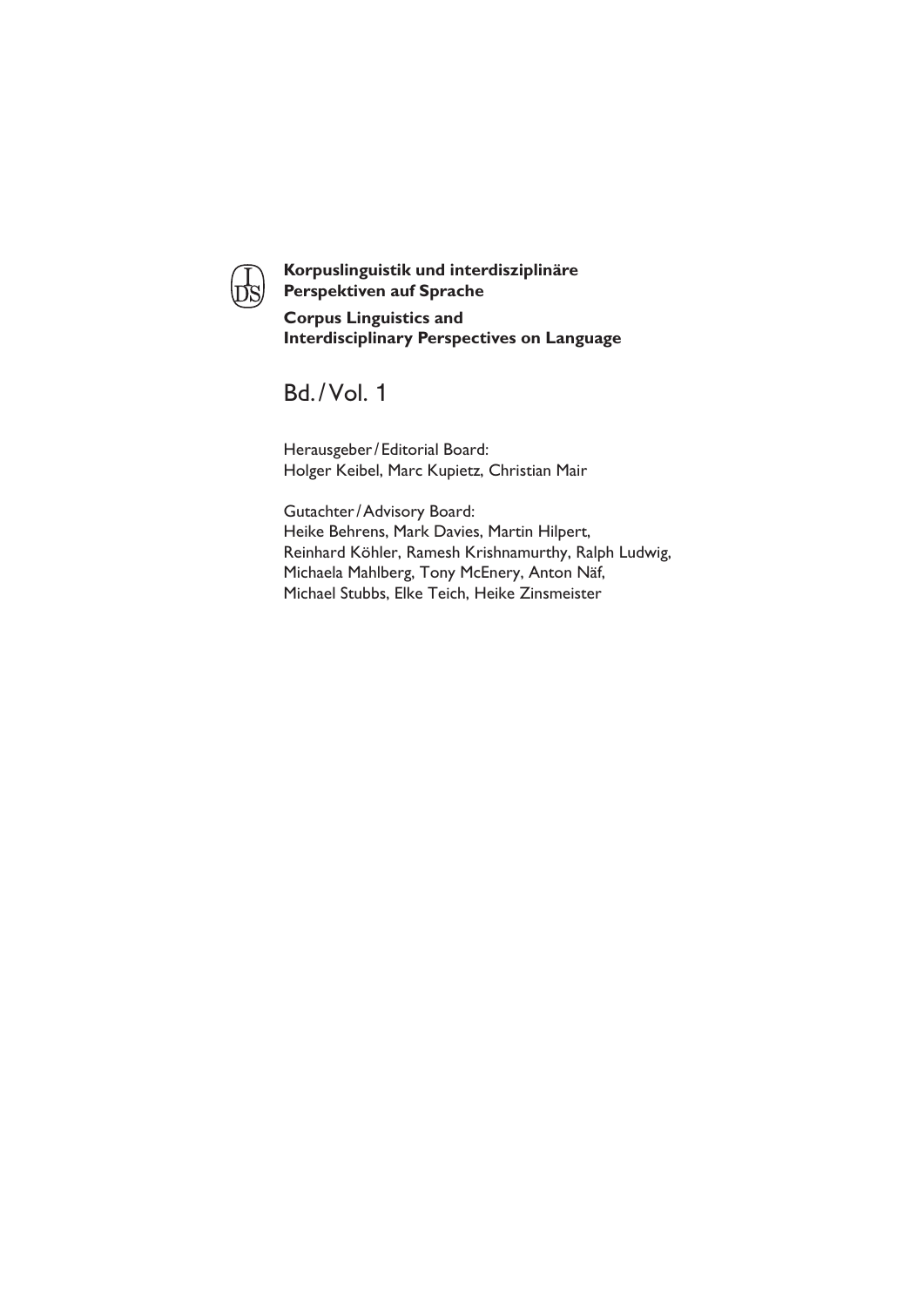**Korpuslinguistik und interdisziplinäre Perspektiven auf Sprache**

**Corpus Linguistics and Interdisciplinary Perspectives on Language**

Bd. / Vol. 1

Herausgeber / Editorial Board:
Holger Keibel, Marc Kupietz, Christian Mair

Gutachter / Advisory Board:
Heike Behrens, Mark Davies, Martin Hilpert, Reinhard Köhler, Ramesh Krishnamurthy, Ralph Ludwig, Michaela Mahlberg, Tony McEnery, Anton Näf, Michael Stubbs, Elke Teich, Heike Zinsmeister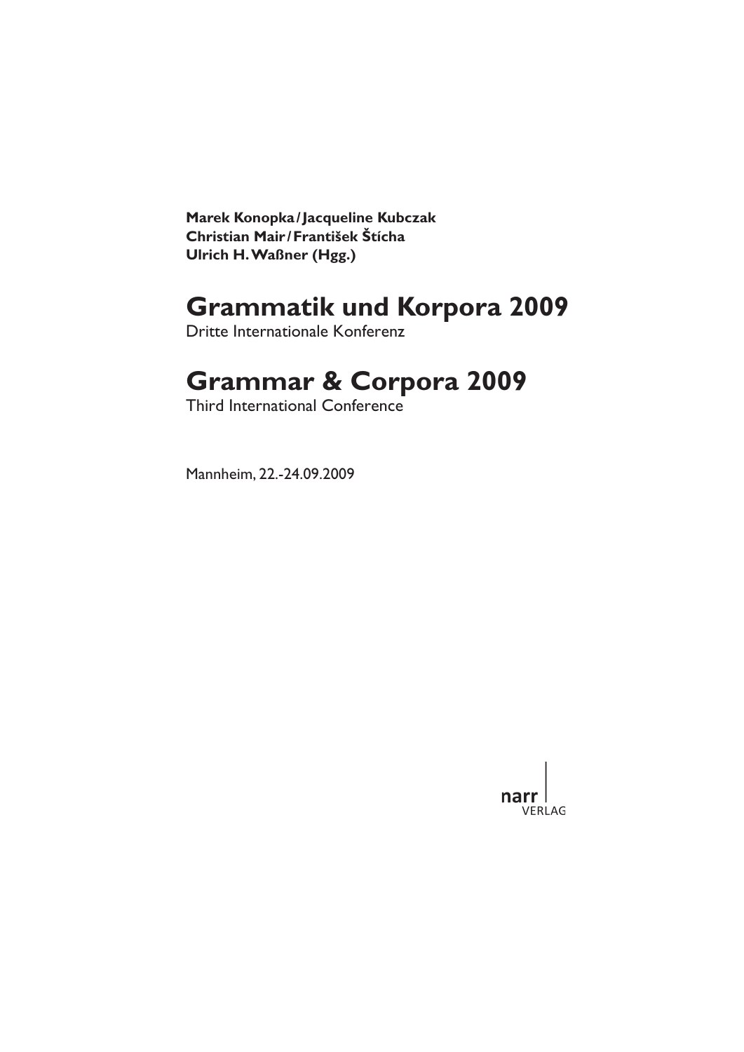**Marek Konopka / Jacqueline Kubczak**
**Christian Mair / František Štícha**
**Ulrich H. Waßner (Hgg.)**

# Grammatik und Korpora 2009

Dritte Internationale Konferenz

# Grammar & Corpora 2009

Third International Conference

Mannheim, 22.-24.09.2009

narr
VERLAG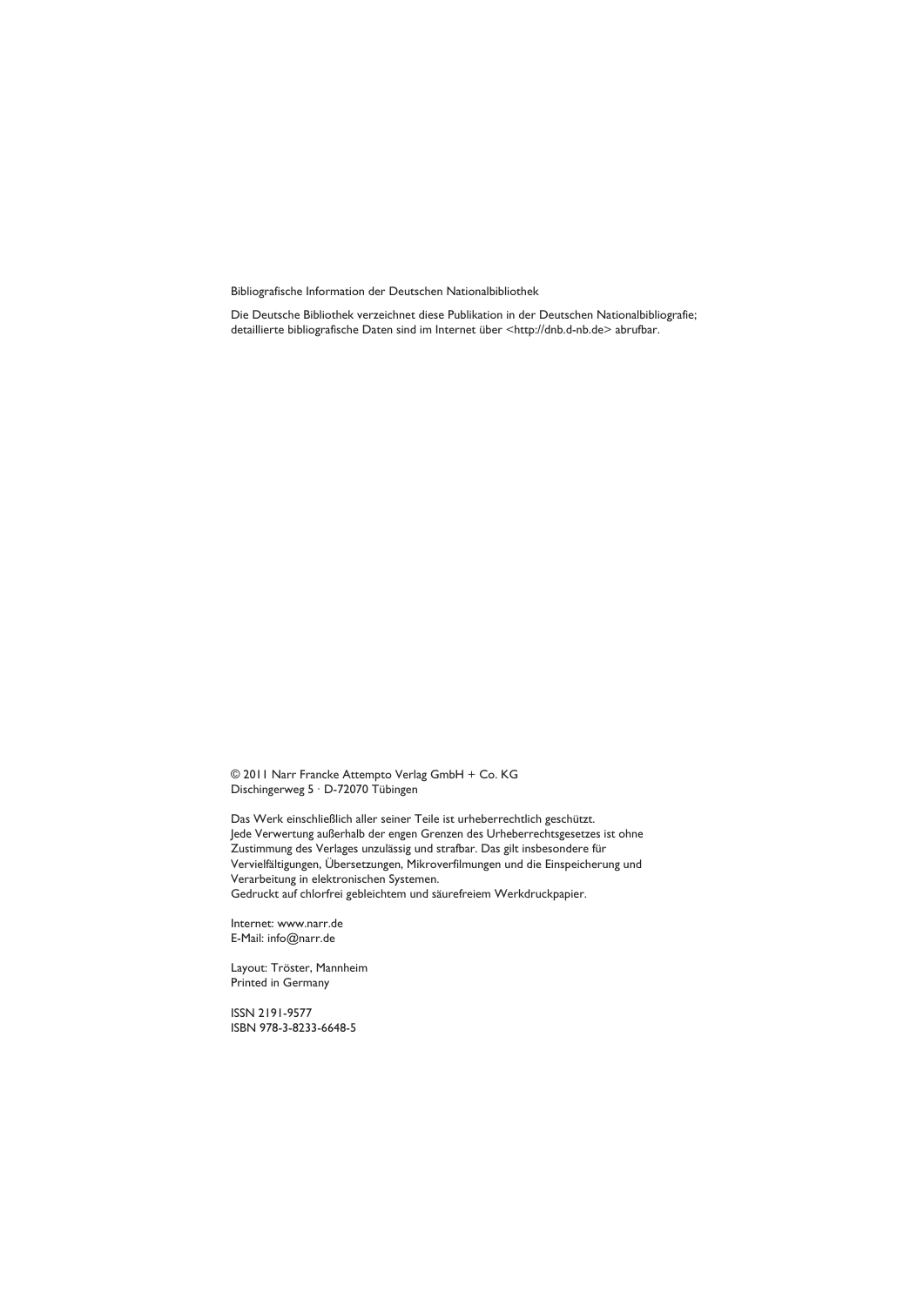Bibliografische Information der Deutschen Nationalbibliothek

Die Deutsche Bibliothek verzeichnet diese Publikation in der Deutschen Nationalbibliografie; detaillierte bibliografische Daten sind im Internet über <http://dnb.d-nb.de> abrufbar.

© 2011 Narr Francke Attempto Verlag GmbH + Co. KG
Dischingerweg 5 · D-72070 Tübingen

Das Werk einschließlich aller seiner Teile ist urheberrechtlich geschützt.
Jede Verwertung außerhalb der engen Grenzen des Urheberrechtsgesetzes ist ohne Zustimmung des Verlages unzulässig und strafbar. Das gilt insbesondere für Vervielfältigungen, Übersetzungen, Mikroverfilmungen und die Einspeicherung und Verarbeitung in elektronischen Systemen.
Gedruckt auf chlorfrei gebleichtem und säurefreiem Werkdruckpapier.

Internet: www.narr.de
E-Mail: info@narr.de

Layout: Tröster, Mannheim
Printed in Germany

ISSN 2191-9577
ISBN 978-3-8233-6648-5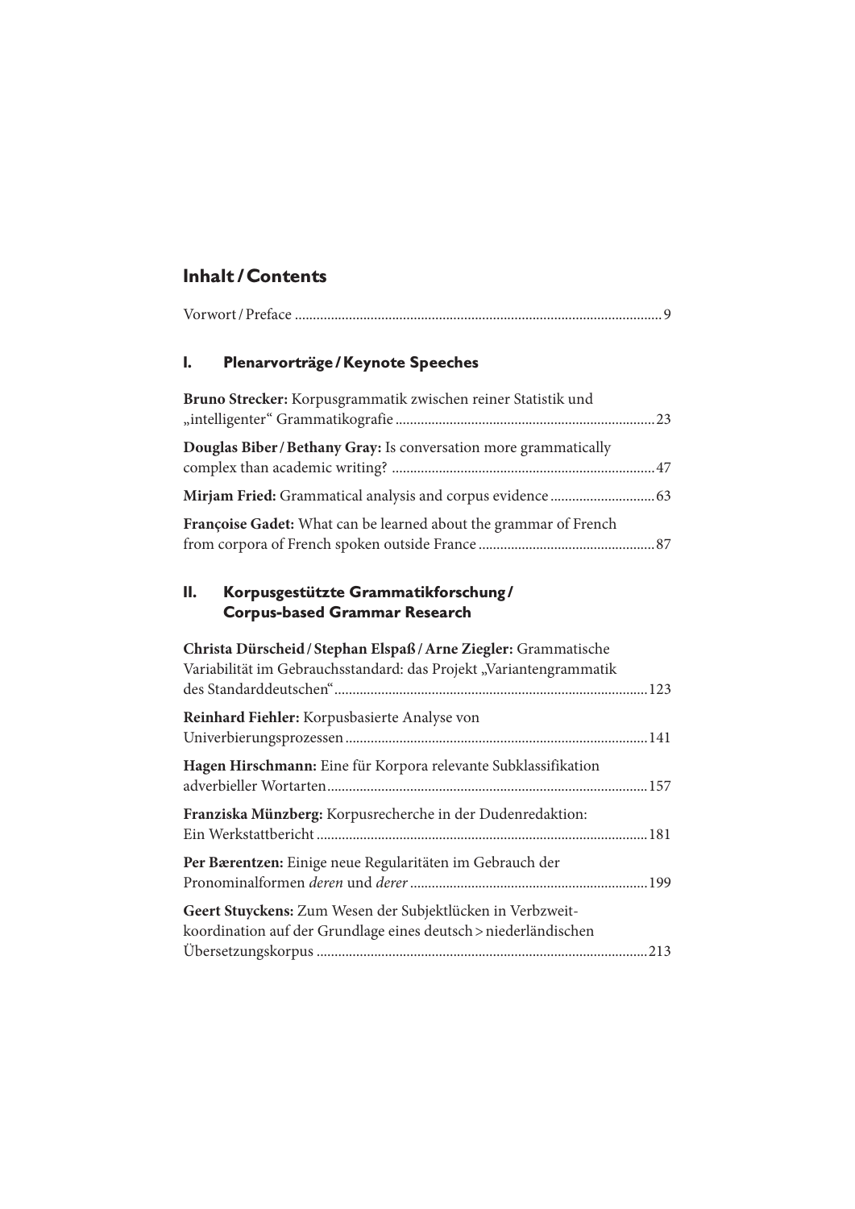# Inhalt / Contents

Vorwort / Preface ... 9

## I. Plenarvorträge / Keynote Speeches

**Bruno Strecker:** Korpusgrammatik zwischen reiner Statistik und „intelligenter" Grammatikografie ... 23

**Douglas Biber / Bethany Gray:** Is conversation more grammatically complex than academic writing? ... 47

**Mirjam Fried:** Grammatical analysis and corpus evidence ... 63

**Françoise Gadet:** What can be learned about the grammar of French from corpora of French spoken outside France ... 87

## II. Korpusgestützte Grammatikforschung / Corpus-based Grammar Research

**Christa Dürscheid / Stephan Elspaß / Arne Ziegler:** Grammatische Variabilität im Gebrauchsstandard: das Projekt „Variantengrammatik des Standarddeutschen" ... 123

**Reinhard Fiehler:** Korpusbasierte Analyse von Univerbierungsprozessen ... 141

**Hagen Hirschmann:** Eine für Korpora relevante Subklassifikation adverbieller Wortarten ... 157

**Franziska Münzberg:** Korpusrecherche in der Dudenredaktion: Ein Werkstattbericht ... 181

**Per Bærentzen:** Einige neue Regularitäten im Gebrauch der Pronominalformen *deren* und *derer* ... 199

**Geert Stuyckens:** Zum Wesen der Subjektlücken in Verbzweitkoordination auf der Grundlage eines deutsch > niederländischen Übersetzungskorpus ... 213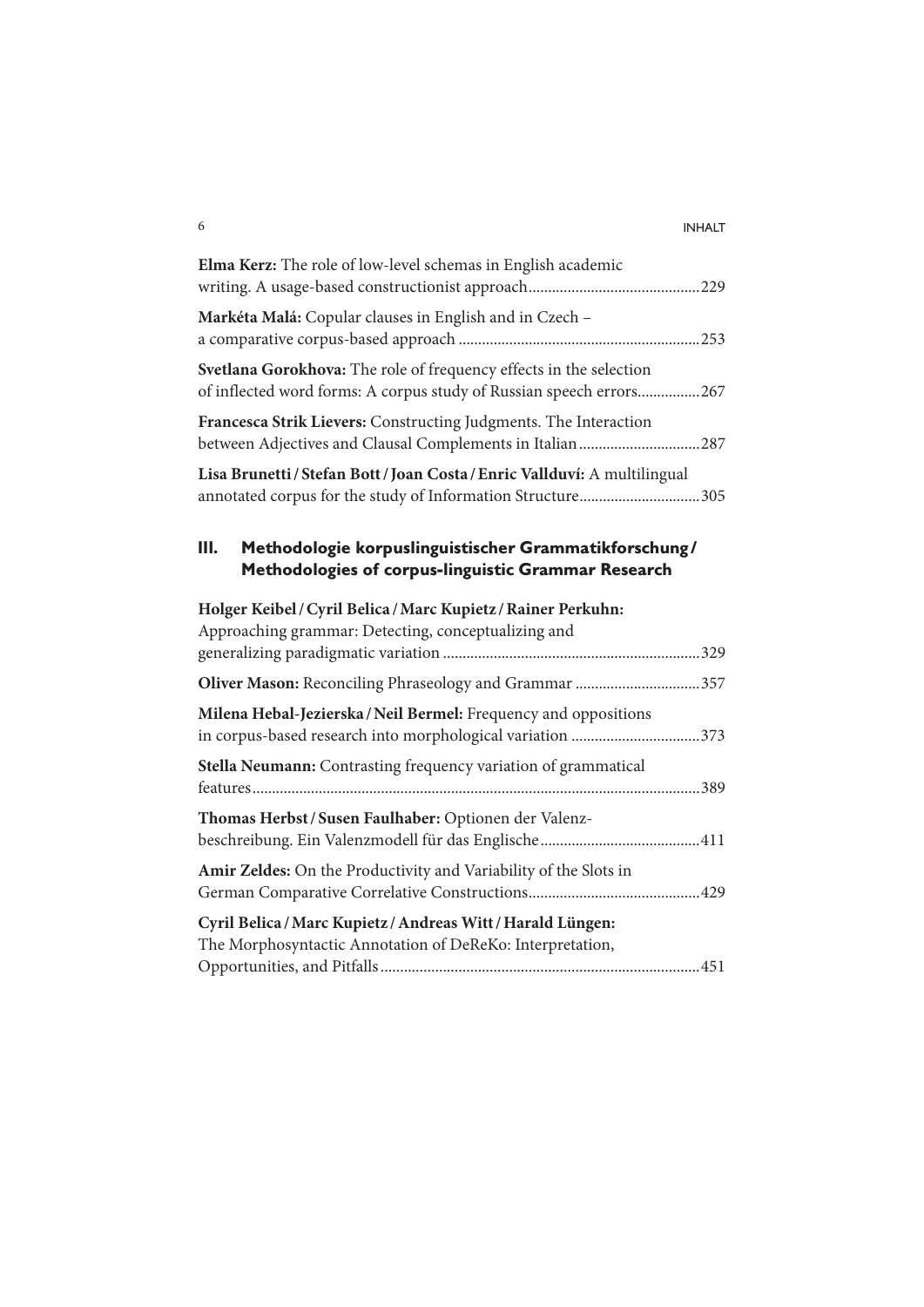**Elma Kerz:** The role of low-level schemas in English academic writing. A usage-based constructionist approach............................................229

**Markéta Malá:** Copular clauses in English and in Czech – a comparative corpus-based approach ..............................................................253

**Svetlana Gorokhova:** The role of frequency effects in the selection of inflected word forms: A corpus study of Russian speech errors................267

**Francesca Strik Lievers:** Constructing Judgments. The Interaction between Adjectives and Clausal Complements in Italian...............................287

**Lisa Brunetti / Stefan Bott / Joan Costa / Enric Vallduví:** A multilingual annotated corpus for the study of Information Structure...............................305

## III. Methodologie korpuslinguistischer Grammatikforschung / Methodologies of corpus-linguistic Grammar Research

**Holger Keibel / Cyril Belica / Marc Kupietz / Rainer Perkuhn:** Approaching grammar: Detecting, conceptualizing and generalizing paradigmatic variation ..................................................................329

**Oliver Mason:** Reconciling Phraseology and Grammar ................................357

**Milena Hebal-Jezierska / Neil Bermel:** Frequency and oppositions in corpus-based research into morphological variation .................................373

**Stella Neumann:** Contrasting frequency variation of grammatical features..................................................................................................................389

**Thomas Herbst / Susen Faulhaber:** Optionen der Valenzbeschreibung. Ein Valenzmodell für das Englische.........................................411

**Amir Zeldes:** On the Productivity and Variability of the Slots in German Comparative Correlative Constructions............................................429

**Cyril Belica / Marc Kupietz / Andreas Witt / Harald Lüngen:** The Morphosyntactic Annotation of DeReKo: Interpretation, Opportunities, and Pitfalls.................................................................................451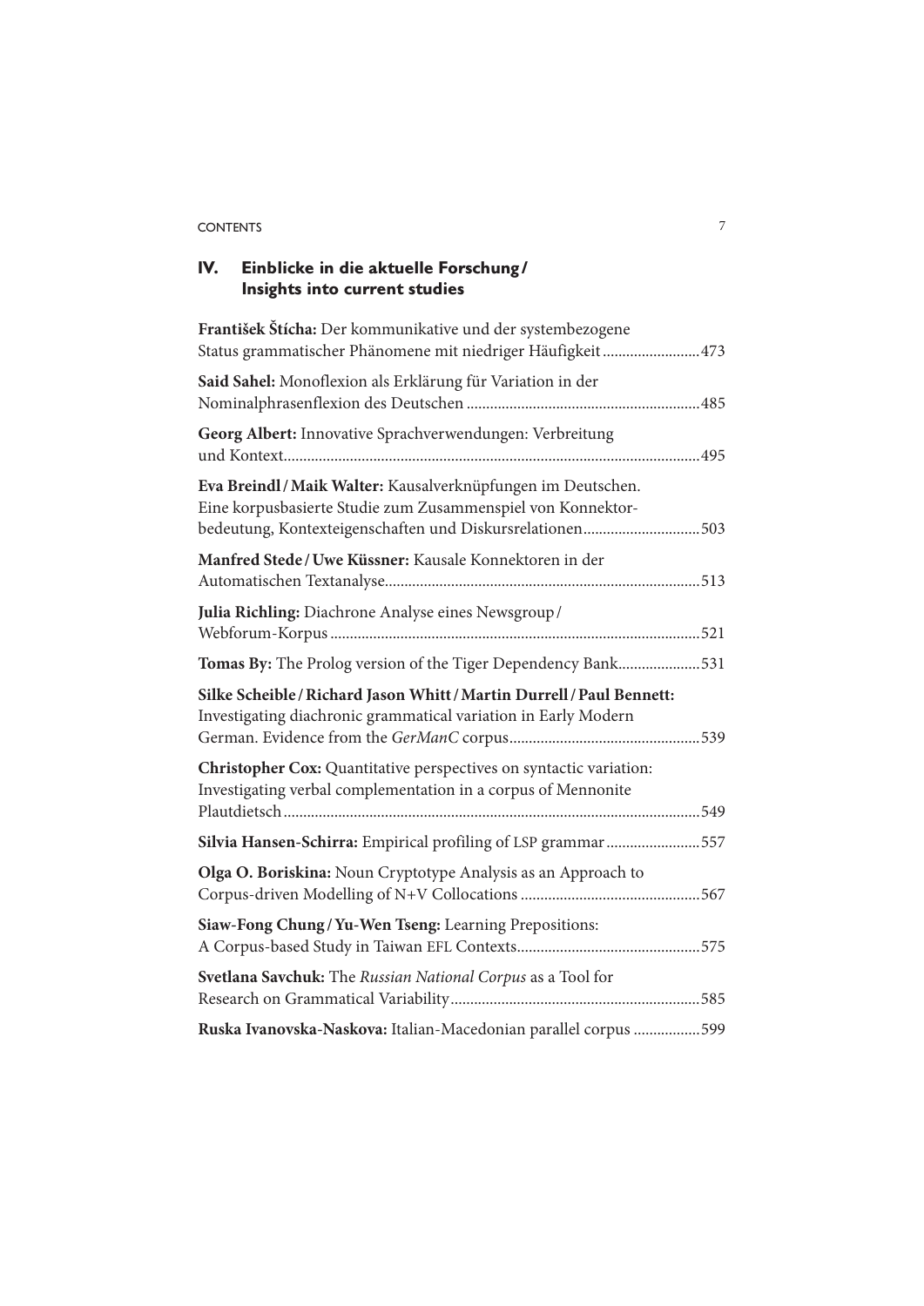## IV. Einblicke in die aktuelle Forschung / Insights into current studies

**František Štícha:** Der kommunikative und der systembezogene Status grammatischer Phänomene mit niedriger Häufigkeit ........................ 473

**Said Sahel:** Monoflexion als Erklärung für Variation in der Nominalphrasenflexion des Deutschen ........................ 485

**Georg Albert:** Innovative Sprachverwendungen: Verbreitung und Kontext ........................ 495

**Eva Breindl / Maik Walter:** Kausalverknüpfungen im Deutschen. Eine korpusbasierte Studie zum Zusammenspiel von Konnektorbedeutung, Kontexteigenschaften und Diskursrelationen ........................ 503

**Manfred Stede / Uwe Küssner:** Kausale Konnektoren in der Automatischen Textanalyse ........................ 513

**Julia Richling:** Diachrone Analyse eines Newsgroup / Webforum-Korpus ........................ 521

**Tomas By:** The Prolog version of the Tiger Dependency Bank ........................ 531

**Silke Scheible / Richard Jason Whitt / Martin Durrell / Paul Bennett:** Investigating diachronic grammatical variation in Early Modern German. Evidence from the *GerManC* corpus ........................ 539

**Christopher Cox:** Quantitative perspectives on syntactic variation: Investigating verbal complementation in a corpus of Mennonite Plautdietsch ........................ 549

**Silvia Hansen-Schirra:** Empirical profiling of LSP grammar ........................ 557

**Olga O. Boriskina:** Noun Cryptotype Analysis as an Approach to Corpus-driven Modelling of N+V Collocations ........................ 567

**Siaw-Fong Chung / Yu-Wen Tseng:** Learning Prepositions: A Corpus-based Study in Taiwan EFL Contexts ........................ 575

**Svetlana Savchuk:** The *Russian National Corpus* as a Tool for Research on Grammatical Variability ........................ 585

**Ruska Ivanovska-Naskova:** Italian-Macedonian parallel corpus ........................ 599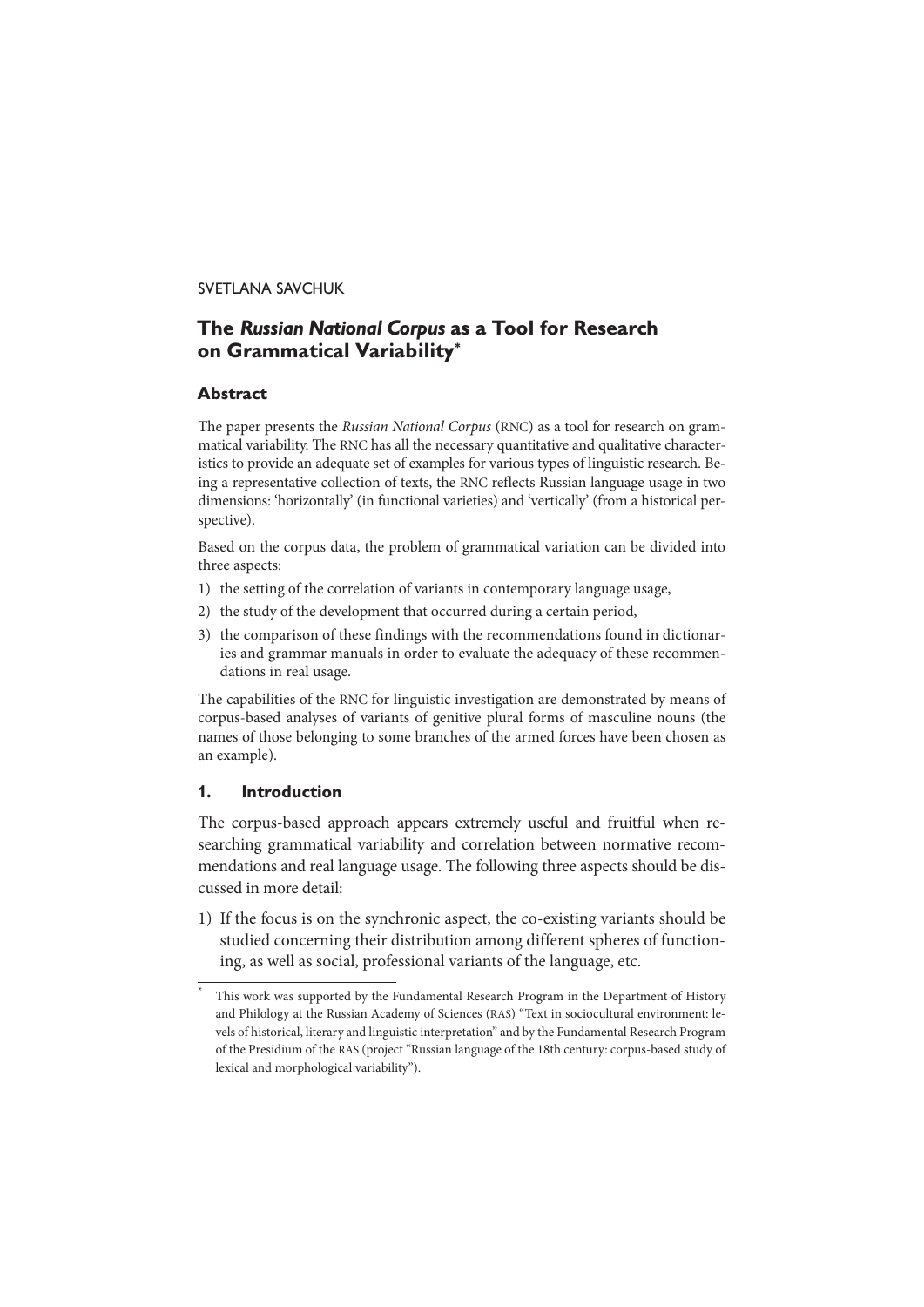SVETLANA SAVCHUK

# The *Russian National Corpus* as a Tool for Research on Grammatical Variability*

## Abstract

The paper presents the *Russian National Corpus* (RNC) as a tool for research on grammatical variability. The RNC has all the necessary quantitative and qualitative characteristics to provide an adequate set of examples for various types of linguistic research. Being a representative collection of texts, the RNC reflects Russian language usage in two dimensions: 'horizontally' (in functional varieties) and 'vertically' (from a historical perspective).

Based on the corpus data, the problem of grammatical variation can be divided into three aspects:

1) the setting of the correlation of variants in contemporary language usage,
2) the study of the development that occurred during a certain period,
3) the comparison of these findings with the recommendations found in dictionaries and grammar manuals in order to evaluate the adequacy of these recommendations in real usage.

The capabilities of the RNC for linguistic investigation are demonstrated by means of corpus-based analyses of variants of genitive plural forms of masculine nouns (the names of those belonging to some branches of the armed forces have been chosen as an example).

## 1. Introduction

The corpus-based approach appears extremely useful and fruitful when researching grammatical variability and correlation between normative recommendations and real language usage. The following three aspects should be discussed in more detail:

1) If the focus is on the synchronic aspect, the co-existing variants should be studied concerning their distribution among different spheres of functioning, as well as social, professional variants of the language, etc.

---

* This work was supported by the Fundamental Research Program in the Department of History and Philology at the Russian Academy of Sciences (RAS) "Text in sociocultural environment: levels of historical, literary and linguistic interpretation" and by the Fundamental Research Program of the Presidium of the RAS (project "Russian language of the 18th century: corpus-based study of lexical and morphological variability").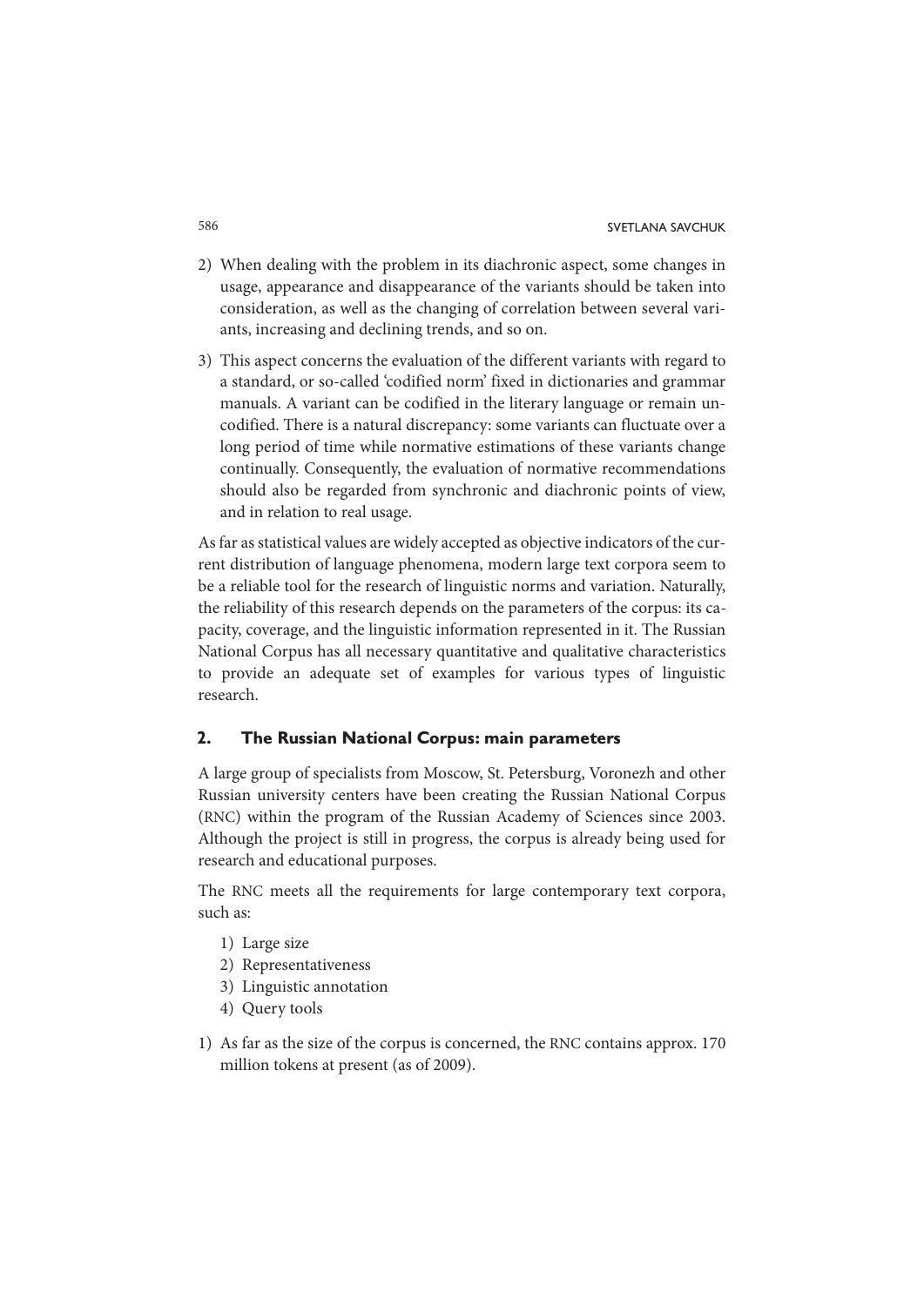2) When dealing with the problem in its diachronic aspect, some changes in usage, appearance and disappearance of the variants should be taken into consideration, as well as the changing of correlation between several variants, increasing and declining trends, and so on.

3) This aspect concerns the evaluation of the different variants with regard to a standard, or so-called 'codified norm' fixed in dictionaries and grammar manuals. A variant can be codified in the literary language or remain uncodified. There is a natural discrepancy: some variants can fluctuate over a long period of time while normative estimations of these variants change continually. Consequently, the evaluation of normative recommendations should also be regarded from synchronic and diachronic points of view, and in relation to real usage.

As far as statistical values are widely accepted as objective indicators of the current distribution of language phenomena, modern large text corpora seem to be a reliable tool for the research of linguistic norms and variation. Naturally, the reliability of this research depends on the parameters of the corpus: its capacity, coverage, and the linguistic information represented in it. The Russian National Corpus has all necessary quantitative and qualitative characteristics to provide an adequate set of examples for various types of linguistic research.

## 2. The Russian National Corpus: main parameters

A large group of specialists from Moscow, St. Petersburg, Voronezh and other Russian university centers have been creating the Russian National Corpus (RNC) within the program of the Russian Academy of Sciences since 2003. Although the project is still in progress, the corpus is already being used for research and educational purposes.

The RNC meets all the requirements for large contemporary text corpora, such as:

1) Large size
2) Representativeness
3) Linguistic annotation
4) Query tools

1) As far as the size of the corpus is concerned, the RNC contains approx. 170 million tokens at present (as of 2009).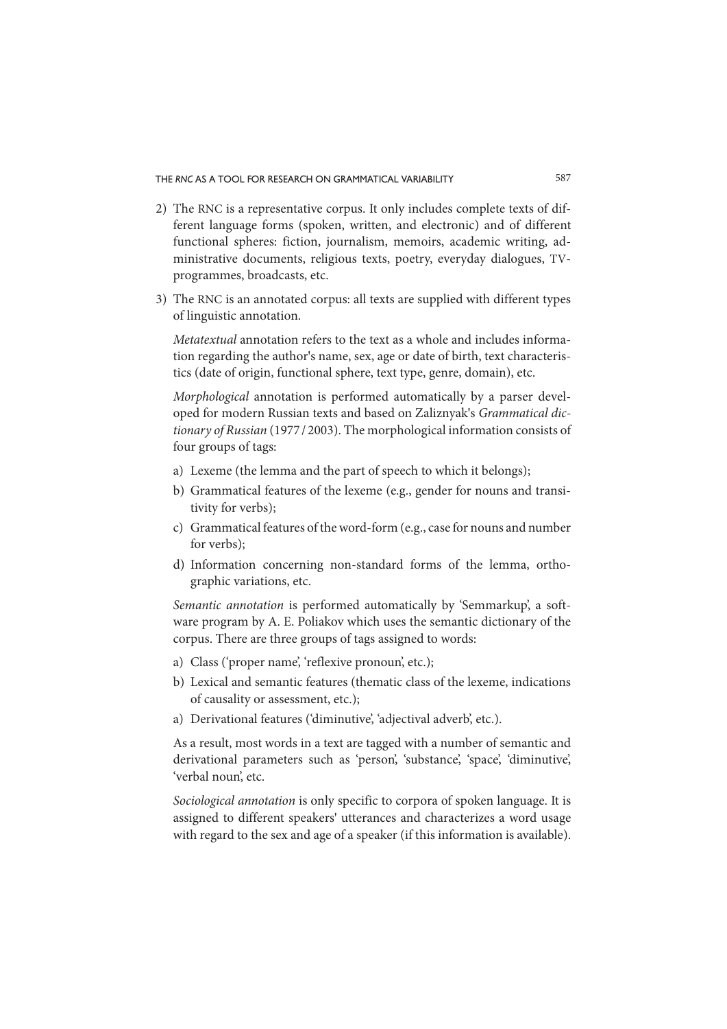2) The RNC is a representative corpus. It only includes complete texts of different language forms (spoken, written, and electronic) and of different functional spheres: fiction, journalism, memoirs, academic writing, administrative documents, religious texts, poetry, everyday dialogues, TV-programmes, broadcasts, etc.

3) The RNC is an annotated corpus: all texts are supplied with different types of linguistic annotation.

   *Metatextual* annotation refers to the text as a whole and includes information regarding the author's name, sex, age or date of birth, text characteristics (date of origin, functional sphere, text type, genre, domain), etc.

   *Morphological* annotation is performed automatically by a parser developed for modern Russian texts and based on Zaliznyak's *Grammatical dictionary of Russian* (1977 / 2003). The morphological information consists of four groups of tags:

   a) Lexeme (the lemma and the part of speech to which it belongs);
   b) Grammatical features of the lexeme (e.g., gender for nouns and transitivity for verbs);
   c) Grammatical features of the word-form (e.g., case for nouns and number for verbs);
   d) Information concerning non-standard forms of the lemma, orthographic variations, etc.

   *Semantic annotation* is performed automatically by 'Semmarkup', a software program by A. E. Poliakov which uses the semantic dictionary of the corpus. There are three groups of tags assigned to words:

   a) Class ('proper name', 'reflexive pronoun', etc.);
   b) Lexical and semantic features (thematic class of the lexeme, indications of causality or assessment, etc.);
   a) Derivational features ('diminutive', 'adjectival adverb', etc.).

   As a result, most words in a text are tagged with a number of semantic and derivational parameters such as 'person', 'substance', 'space', 'diminutive', 'verbal noun', etc.

   *Sociological annotation* is only specific to corpora of spoken language. It is assigned to different speakers' utterances and characterizes a word usage with regard to the sex and age of a speaker (if this information is available).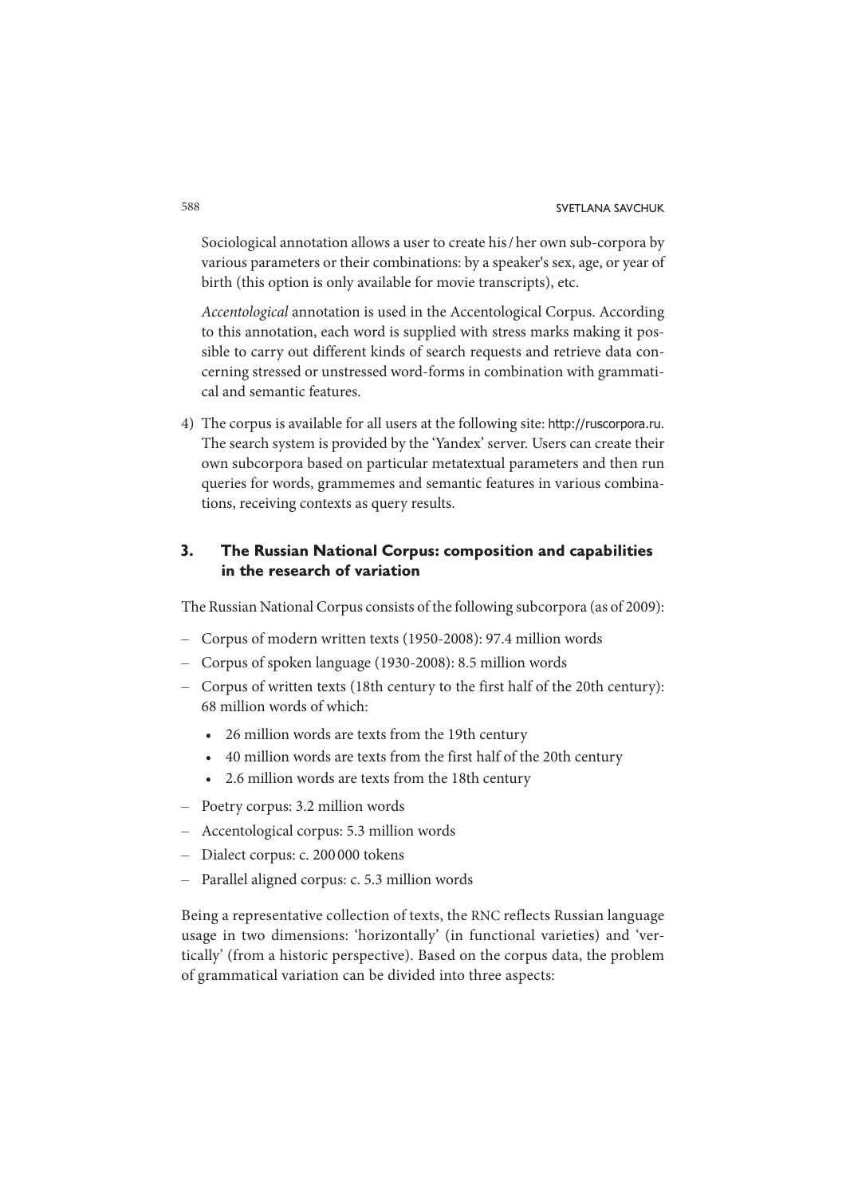Sociological annotation allows a user to create his / her own sub-corpora by various parameters or their combinations: by a speaker's sex, age, or year of birth (this option is only available for movie transcripts), etc.

*Accentological* annotation is used in the Accentological Corpus. According to this annotation, each word is supplied with stress marks making it possible to carry out different kinds of search requests and retrieve data concerning stressed or unstressed word-forms in combination with grammatical and semantic features.

4) The corpus is available for all users at the following site: http://ruscorpora.ru. The search system is provided by the 'Yandex' server. Users can create their own subcorpora based on particular metatextual parameters and then run queries for words, grammemes and semantic features in various combinations, receiving contexts as query results.

## 3. The Russian National Corpus: composition and capabilities in the research of variation

The Russian National Corpus consists of the following subcorpora (as of 2009):

- Corpus of modern written texts (1950-2008): 97.4 million words
- Corpus of spoken language (1930-2008): 8.5 million words
- Corpus of written texts (18th century to the first half of the 20th century): 68 million words of which:
  - 26 million words are texts from the 19th century
  - 40 million words are texts from the first half of the 20th century
  - 2.6 million words are texts from the 18th century
- Poetry corpus: 3.2 million words
- Accentological corpus: 5.3 million words
- Dialect corpus: c. 200 000 tokens
- Parallel aligned corpus: c. 5.3 million words

Being a representative collection of texts, the RNC reflects Russian language usage in two dimensions: 'horizontally' (in functional varieties) and 'vertically' (from a historic perspective). Based on the corpus data, the problem of grammatical variation can be divided into three aspects: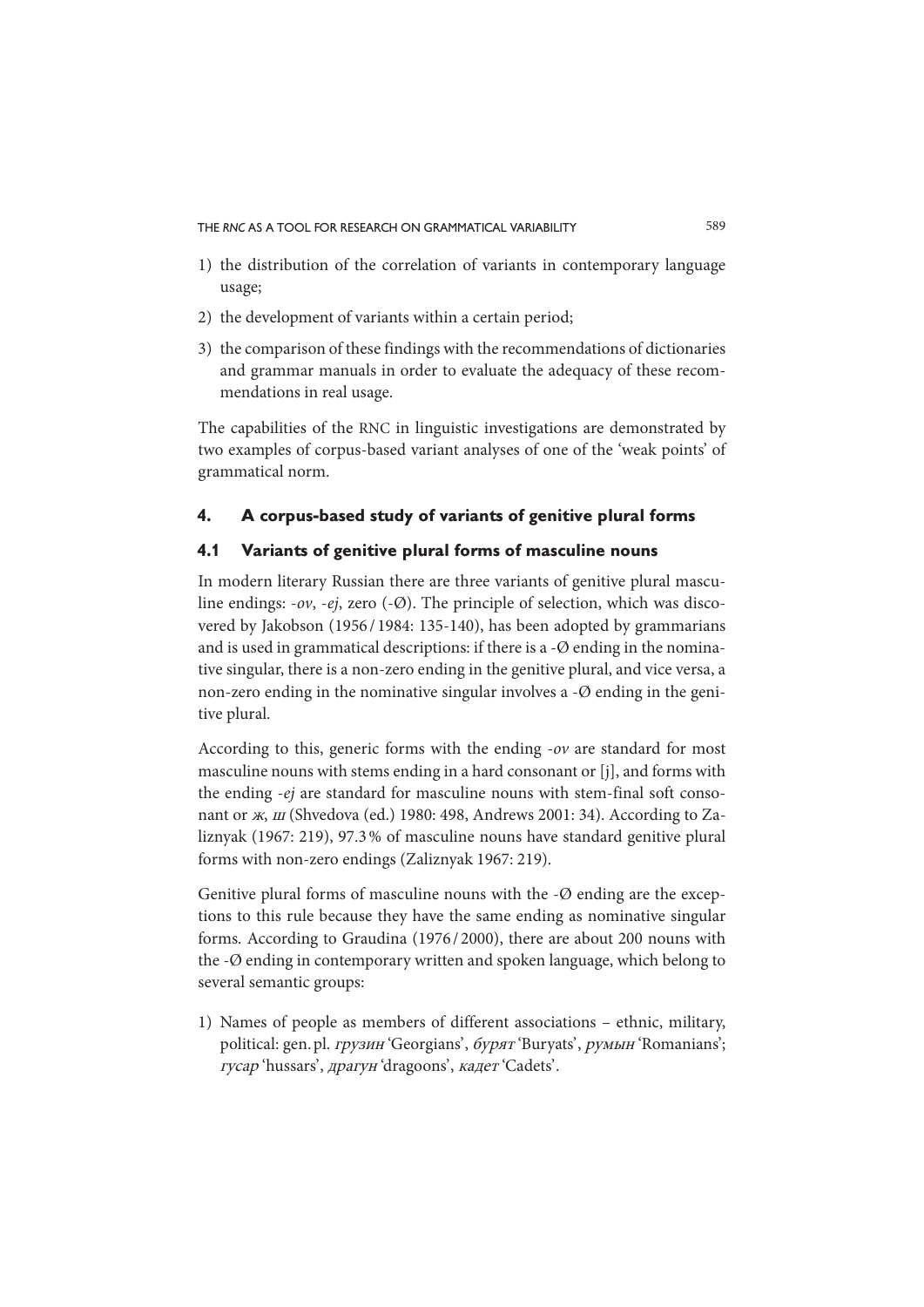1) the distribution of the correlation of variants in contemporary language usage;
2) the development of variants within a certain period;
3) the comparison of these findings with the recommendations of dictionaries and grammar manuals in order to evaluate the adequacy of these recommendations in real usage.

The capabilities of the RNC in linguistic investigations are demonstrated by two examples of corpus-based variant analyses of one of the 'weak points' of grammatical norm.

## 4. A corpus-based study of variants of genitive plural forms

### 4.1 Variants of genitive plural forms of masculine nouns

In modern literary Russian there are three variants of genitive plural masculine endings: *-ov*, *-ej*, zero (-Ø). The principle of selection, which was discovered by Jakobson (1956 / 1984: 135-140), has been adopted by grammarians and is used in grammatical descriptions: if there is a -Ø ending in the nominative singular, there is a non-zero ending in the genitive plural, and vice versa, a non-zero ending in the nominative singular involves a -Ø ending in the genitive plural.

According to this, generic forms with the ending *-ov* are standard for most masculine nouns with stems ending in a hard consonant or [j], and forms with the ending *-ej* are standard for masculine nouns with stem-final soft consonant or *ж*, *ш* (Shvedova (ed.) 1980: 498, Andrews 2001: 34). According to Zaliznyak (1967: 219), 97.3 % of masculine nouns have standard genitive plural forms with non-zero endings (Zaliznyak 1967: 219).

Genitive plural forms of masculine nouns with the -Ø ending are the exceptions to this rule because they have the same ending as nominative singular forms. According to Graudina (1976 / 2000), there are about 200 nouns with the -Ø ending in contemporary written and spoken language, which belong to several semantic groups:

1) Names of people as members of different associations – ethnic, military, political: gen. pl. *грузин* 'Georgians', *бурят* 'Buryats', *румын* 'Romanians'; *гусар* 'hussars', *драгун* 'dragoons', *кадет* 'Cadets'.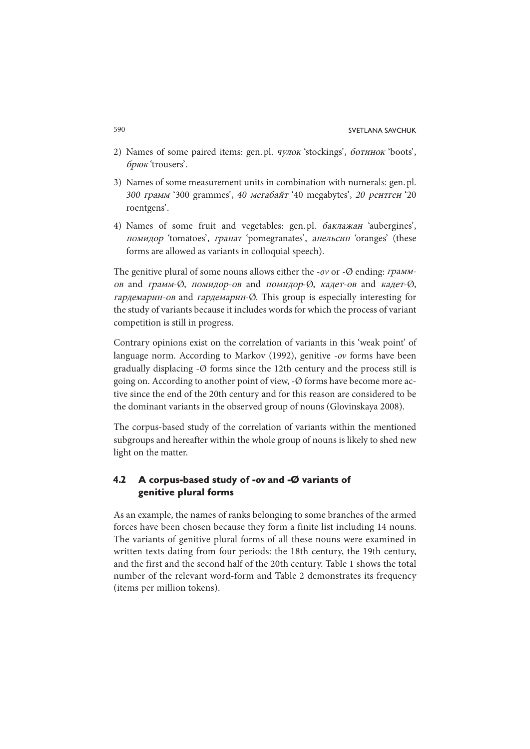2) Names of some paired items: gen. pl. *чулок* 'stockings', *ботинок* 'boots', *брюк* 'trousers'.

3) Names of some measurement units in combination with numerals: gen. pl. *300 грамм* '300 grammes', *40 мегабайт* '40 megabytes', *20 рентген* '20 roentgens'.

4) Names of some fruit and vegetables: gen. pl. *баклажан* 'aubergines', *помидор* 'tomatoes', *гранат* 'pomegranates', *апельсин* 'oranges' (these forms are allowed as variants in colloquial speech).

The genitive plural of some nouns allows either the *-ov* or -Ø ending: *грамм-ов* and *грамм*-Ø, *помидор-ов* and *помидор*-Ø, *кадет-ов* and *кадет*-Ø, *гардемарин-ов* and *гардемарин*-Ø. This group is especially interesting for the study of variants because it includes words for which the process of variant competition is still in progress.

Contrary opinions exist on the correlation of variants in this 'weak point' of language norm. According to Markov (1992), genitive *-ov* forms have been gradually displacing -Ø forms since the 12th century and the process still is going on. According to another point of view, -Ø forms have become more active since the end of the 20th century and for this reason are considered to be the dominant variants in the observed group of nouns (Glovinskaya 2008).

The corpus-based study of the correlation of variants within the mentioned subgroups and hereafter within the whole group of nouns is likely to shed new light on the matter.

### 4.2 A corpus-based study of *-ov* and -Ø variants of genitive plural forms

As an example, the names of ranks belonging to some branches of the armed forces have been chosen because they form a finite list including 14 nouns. The variants of genitive plural forms of all these nouns were examined in written texts dating from four periods: the 18th century, the 19th century, and the first and the second half of the 20th century. Table 1 shows the total number of the relevant word-form and Table 2 demonstrates its frequency (items per million tokens).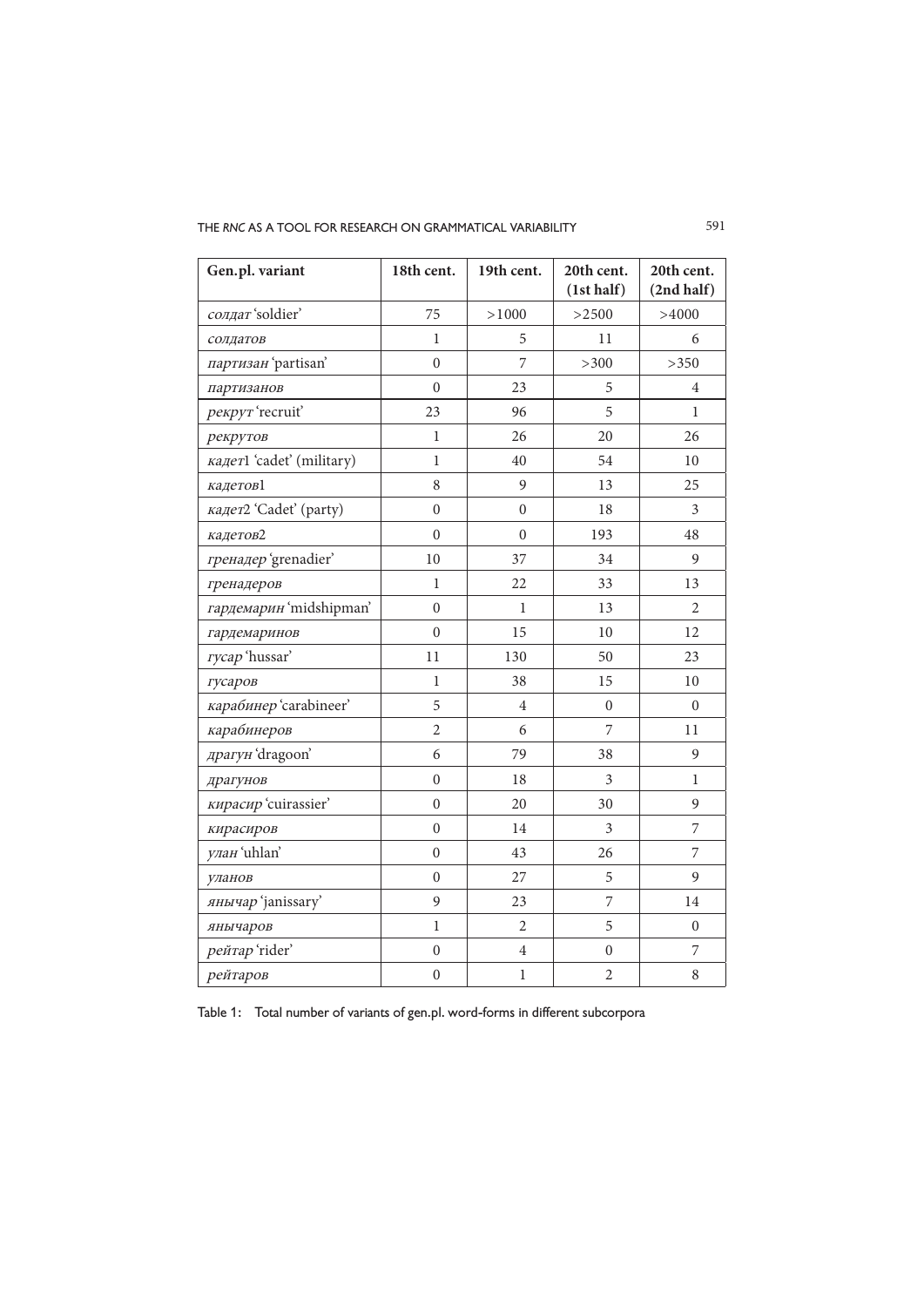| Gen.pl. variant | 18th cent. | 19th cent. | 20th cent. (1st half) | 20th cent. (2nd half) |
|---|---|---|---|---|
| *солдат* 'soldier' | 75 | >1000 | >2500 | >4000 |
| *солдатов* | 1 | 5 | 11 | 6 |
| *партизан* 'partisan' | 0 | 7 | >300 | >350 |
| *партизанов* | 0 | 23 | 5 | 4 |
| *рекрут* 'recruit' | 23 | 96 | 5 | 1 |
| *рекрутов* | 1 | 26 | 20 | 26 |
| *кадет*1 'cadet' (military) | 1 | 40 | 54 | 10 |
| *кадетов*1 | 8 | 9 | 13 | 25 |
| *кадет*2 'Cadet' (party) | 0 | 0 | 18 | 3 |
| *кадетов*2 | 0 | 0 | 193 | 48 |
| *гренадер* 'grenadier' | 10 | 37 | 34 | 9 |
| *гренадеров* | 1 | 22 | 33 | 13 |
| *гардемарин* 'midshipman' | 0 | 1 | 13 | 2 |
| *гардемаринов* | 0 | 15 | 10 | 12 |
| *гусар* 'hussar' | 11 | 130 | 50 | 23 |
| *гусаров* | 1 | 38 | 15 | 10 |
| *карабинер* 'carabineer' | 5 | 4 | 0 | 0 |
| *карабинеров* | 2 | 6 | 7 | 11 |
| *драгун* 'dragoon' | 6 | 79 | 38 | 9 |
| *драгунов* | 0 | 18 | 3 | 1 |
| *кирасир* 'cuirassier' | 0 | 20 | 30 | 9 |
| *кирасиров* | 0 | 14 | 3 | 7 |
| *улан* 'uhlan' | 0 | 43 | 26 | 7 |
| *уланов* | 0 | 27 | 5 | 9 |
| *янычар* 'janissary' | 9 | 23 | 7 | 14 |
| *янычаров* | 1 | 2 | 5 | 0 |
| *рейтар* 'rider' | 0 | 4 | 0 | 7 |
| *рейтаров* | 0 | 1 | 2 | 8 |

Table 1: Total number of variants of gen.pl. word-forms in different subcorpora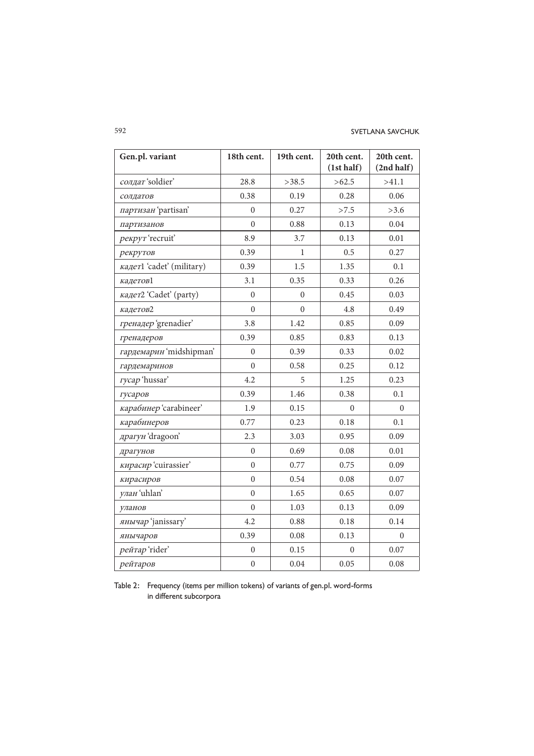| Gen.pl. variant | 18th cent. | 19th cent. | 20th cent. (1st half) | 20th cent. (2nd half) |
|---|---|---|---|---|
| *солдат* 'soldier' | 28.8 | >38.5 | >62.5 | >41.1 |
| *солдатов* | 0.38 | 0.19 | 0.28 | 0.06 |
| *партизан* 'partisan' | 0 | 0.27 | >7.5 | >3.6 |
| *партизанов* | 0 | 0.88 | 0.13 | 0.04 |
| *рекрут* 'recruit' | 8.9 | 3.7 | 0.13 | 0.01 |
| *рекрутов* | 0.39 | 1 | 0.5 | 0.27 |
| *кадет*1 'cadet' (military) | 0.39 | 1.5 | 1.35 | 0.1 |
| *кадетов*1 | 3.1 | 0.35 | 0.33 | 0.26 |
| *кадет*2 'Cadet' (party) | 0 | 0 | 0.45 | 0.03 |
| *кадетов*2 | 0 | 0 | 4.8 | 0.49 |
| *гренадер* 'grenadier' | 3.8 | 1.42 | 0.85 | 0.09 |
| *гренадеров* | 0.39 | 0.85 | 0.83 | 0.13 |
| *гардемарин* 'midshipman' | 0 | 0.39 | 0.33 | 0.02 |
| *гардемаринов* | 0 | 0.58 | 0.25 | 0.12 |
| *гусар* 'hussar' | 4.2 | 5 | 1.25 | 0.23 |
| *гусаров* | 0.39 | 1.46 | 0.38 | 0.1 |
| *карабинер* 'carabineer' | 1.9 | 0.15 | 0 | 0 |
| *карабинеров* | 0.77 | 0.23 | 0.18 | 0.1 |
| *драгун* 'dragoon' | 2.3 | 3.03 | 0.95 | 0.09 |
| *драгунов* | 0 | 0.69 | 0.08 | 0.01 |
| *кирасир* 'cuirassier' | 0 | 0.77 | 0.75 | 0.09 |
| *кирасиров* | 0 | 0.54 | 0.08 | 0.07 |
| *улан* 'uhlan' | 0 | 1.65 | 0.65 | 0.07 |
| *уланов* | 0 | 1.03 | 0.13 | 0.09 |
| *янычар* 'janissary' | 4.2 | 0.88 | 0.18 | 0.14 |
| *янычаров* | 0.39 | 0.08 | 0.13 | 0 |
| *рейтар* 'rider' | 0 | 0.15 | 0 | 0.07 |
| *рейтаров* | 0 | 0.04 | 0.05 | 0.08 |

Table 2: Frequency (items per million tokens) of variants of gen.pl. word-forms in different subcorpora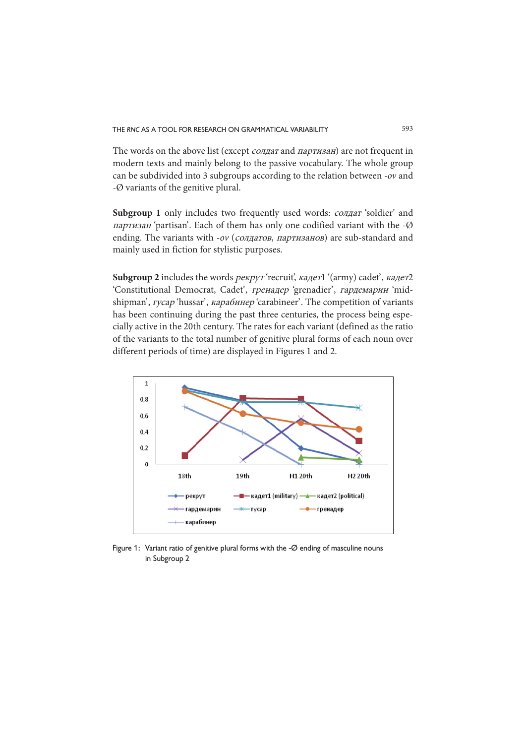The words on the above list (except *солдат* and *партизан*) are not frequent in modern texts and mainly belong to the passive vocabulary. The whole group can be subdivided into 3 subgroups according to the relation between *-ov* and -Ø variants of the genitive plural.

**Subgroup 1** only includes two frequently used words: *солдат* 'soldier' and *партизан* 'partisan'. Each of them has only one codified variant with the -Ø ending. The variants with *-ov* (*солдатов*, *партизанов*) are sub-standard and mainly used in fiction for stylistic purposes.

**Subgroup 2** includes the words *рекрут* 'recruit', *кадет*1 '(army) cadet', *кадет*2 'Constitutional Democrat, Cadet', *гренадер* 'grenadier', *гардемарин* 'midshipman', *гусар* 'hussar', *карабинер* 'carabineer'. The competition of variants has been continuing during the past three centuries, the process being especially active in the 20th century. The rates for each variant (defined as the ratio of the variants to the total number of genitive plural forms of each noun over different periods of time) are displayed in Figures 1 and 2.

Figure 1: Variant ratio of genitive plural forms with the -Ø ending of masculine nouns in Subgroup 2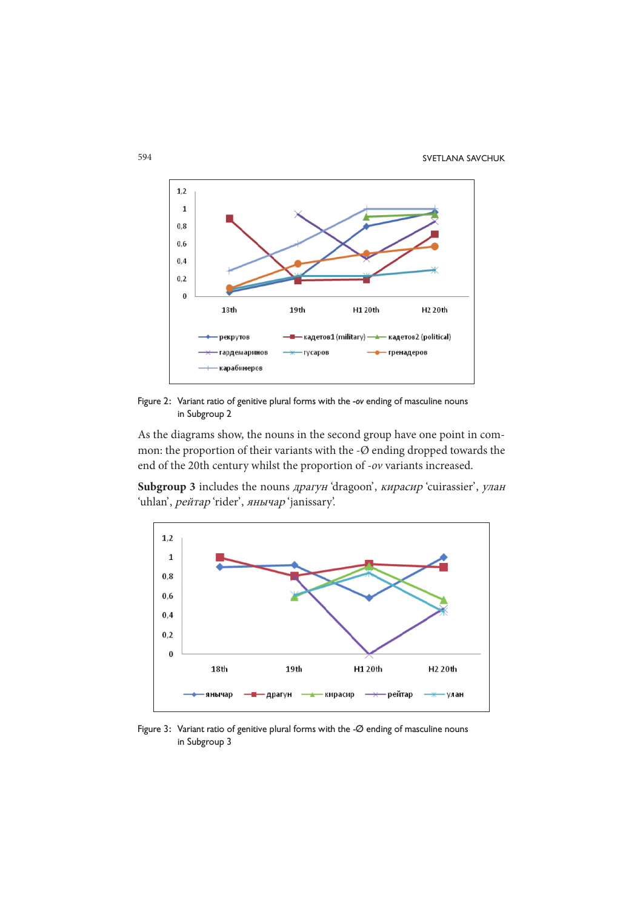Figure 2: Variant ratio of genitive plural forms with the *-ov* ending of masculine nouns in Subgroup 2

As the diagrams show, the nouns in the second group have one point in common: the proportion of their variants with the -Ø ending dropped towards the end of the 20th century whilst the proportion of *-ov* variants increased.

**Subgroup 3** includes the nouns *драгун* 'dragoon', *кирасир* 'cuirassier', *улан* 'uhlan', *рейтар* 'rider', *янычар* 'janissary'.

Figure 3: Variant ratio of genitive plural forms with the -Ø ending of masculine nouns in Subgroup 3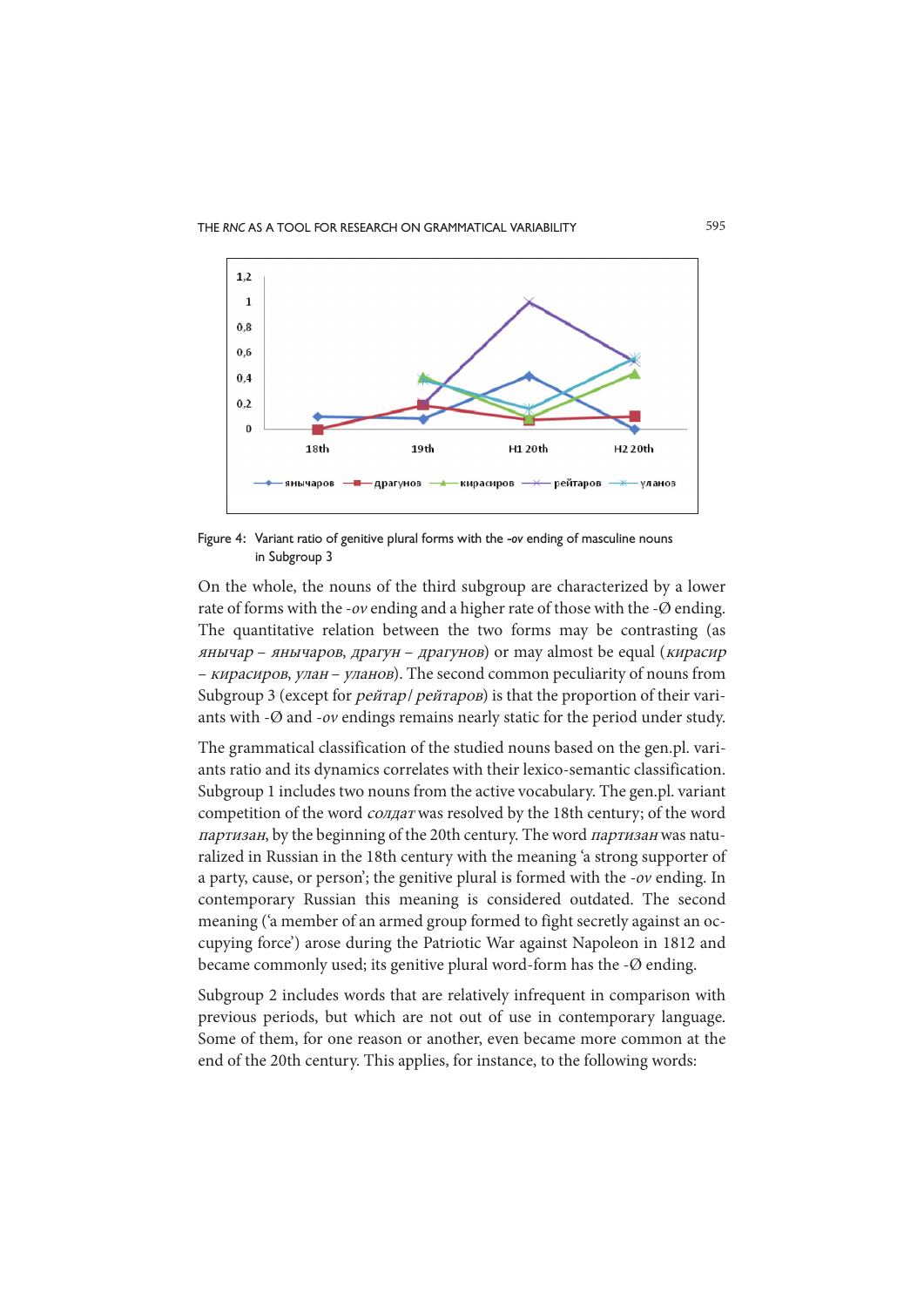Figure 4: Variant ratio of genitive plural forms with the *-ov* ending of masculine nouns in Subgroup 3

On the whole, the nouns of the third subgroup are characterized by a lower rate of forms with the *-ov* ending and a higher rate of those with the -Ø ending. The quantitative relation between the two forms may be contrasting (as *янычар* – *янычаров*, *драгун* – *драгунов*) or may almost be equal (*кирасир* – *кирасиров*, *улан* – *уланов*). The second common peculiarity of nouns from Subgroup 3 (except for *рейтар*/ *рейтаров*) is that the proportion of their variants with -Ø and *-ov* endings remains nearly static for the period under study.

The grammatical classification of the studied nouns based on the gen.pl. variants ratio and its dynamics correlates with their lexico-semantic classification. Subgroup 1 includes two nouns from the active vocabulary. The gen.pl. variant competition of the word *солдат* was resolved by the 18th century; of the word *партизан*, by the beginning of the 20th century. The word *партизан* was naturalized in Russian in the 18th century with the meaning 'a strong supporter of a party, cause, or person'; the genitive plural is formed with the *-ov* ending. In contemporary Russian this meaning is considered outdated. The second meaning ('a member of an armed group formed to fight secretly against an occupying force') arose during the Patriotic War against Napoleon in 1812 and became commonly used; its genitive plural word-form has the -Ø ending.

Subgroup 2 includes words that are relatively infrequent in comparison with previous periods, but which are not out of use in contemporary language. Some of them, for one reason or another, even became more common at the end of the 20th century. This applies, for instance, to the following words: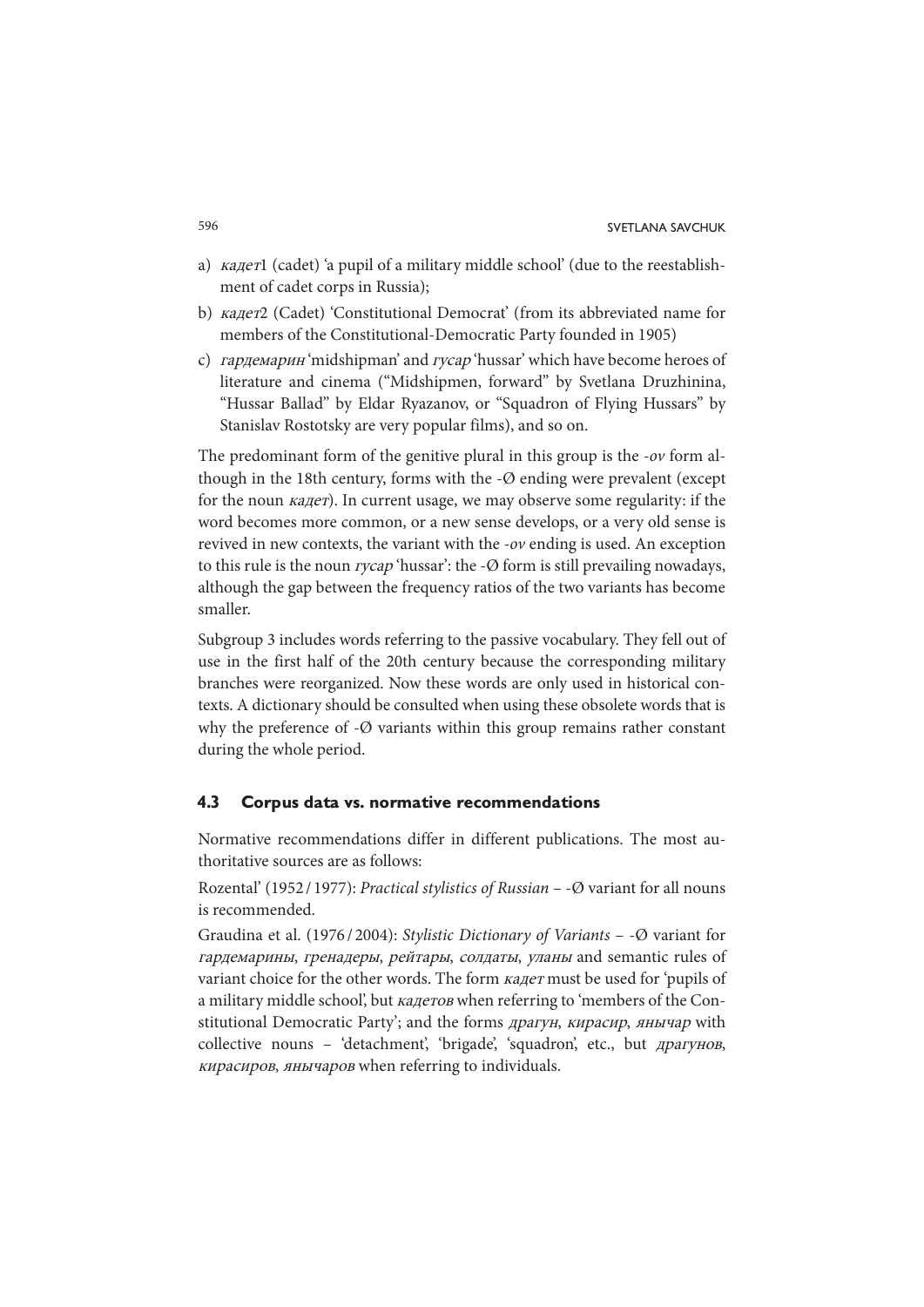a) *кадет*1 (cadet) 'a pupil of a military middle school' (due to the reestablishment of cadet corps in Russia);

b) *кадет*2 (Cadet) 'Constitutional Democrat' (from its abbreviated name for members of the Constitutional-Democratic Party founded in 1905)

c) *гардемарин* 'midshipman' and *гусар* 'hussar' which have become heroes of literature and cinema ("Midshipmen, forward" by Svetlana Druzhinina, "Hussar Ballad" by Eldar Ryazanov, or "Squadron of Flying Hussars" by Stanislav Rostotsky are very popular films), and so on.

The predominant form of the genitive plural in this group is the *-ov* form although in the 18th century, forms with the -Ø ending were prevalent (except for the noun *кадет*). In current usage, we may observe some regularity: if the word becomes more common, or a new sense develops, or a very old sense is revived in new contexts, the variant with the *-ov* ending is used. An exception to this rule is the noun *гусар* 'hussar': the -Ø form is still prevailing nowadays, although the gap between the frequency ratios of the two variants has become smaller.

Subgroup 3 includes words referring to the passive vocabulary. They fell out of use in the first half of the 20th century because the corresponding military branches were reorganized. Now these words are only used in historical contexts. A dictionary should be consulted when using these obsolete words that is why the preference of -Ø variants within this group remains rather constant during the whole period.

### 4.3 Corpus data vs. normative recommendations

Normative recommendations differ in different publications. The most authoritative sources are as follows:

Rozental' (1952 / 1977): *Practical stylistics of Russian* – -Ø variant for all nouns is recommended.

Graudina et al. (1976 / 2004): *Stylistic Dictionary of Variants* – -Ø variant for *гардемарины*, *гренадеры*, *рейтары*, *солдаты*, *уланы* and semantic rules of variant choice for the other words. The form *кадет* must be used for 'pupils of a military middle school', but *кадетов* when referring to 'members of the Constitutional Democratic Party'; and the forms *драгун*, *кирасир*, *янычар* with collective nouns – 'detachment', 'brigade', 'squadron', etc., but *драгунов*, *кирасиров*, *янычаров* when referring to individuals.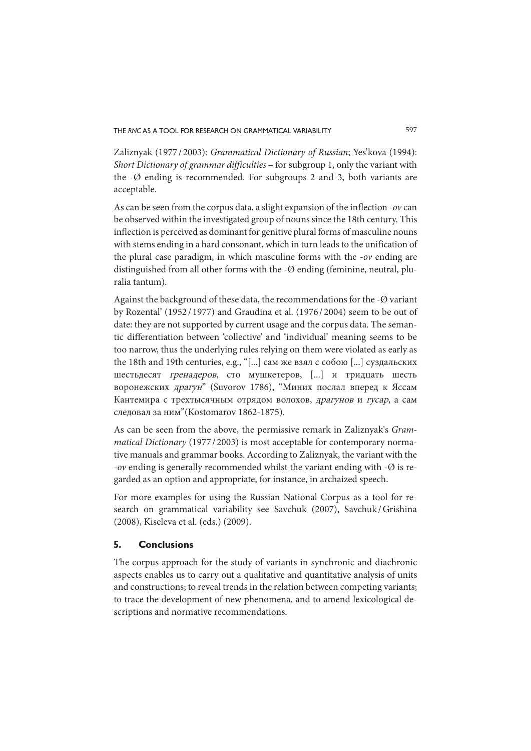Zaliznyak (1977 / 2003): *Grammatical Dictionary of Russian*; Yes'kova (1994): *Short Dictionary of grammar difficulties* – for subgroup 1, only the variant with the -Ø ending is recommended. For subgroups 2 and 3, both variants are acceptable.

As can be seen from the corpus data, a slight expansion of the inflection *-ov* can be observed within the investigated group of nouns since the 18th century. This inflection is perceived as dominant for genitive plural forms of masculine nouns with stems ending in a hard consonant, which in turn leads to the unification of the plural case paradigm, in which masculine forms with the *-ov* ending are distinguished from all other forms with the -Ø ending (feminine, neutral, pluralia tantum).

Against the background of these data, the recommendations for the -Ø variant by Rozental' (1952 / 1977) and Graudina et al. (1976 / 2004) seem to be out of date: they are not supported by current usage and the corpus data. The semantic differentiation between 'collective' and 'individual' meaning seems to be too narrow, thus the underlying rules relying on them were violated as early as the 18th and 19th centuries, e.g., "[...] сам же взял с собою [...] суздальских шестьдесят *гренадеров*, сто мушкетеров, [...] и тридцать шесть воронежских *драгун*" (Suvorov 1786), "Миних послал вперед к Яссам Кантемира с трехтысячным отрядом волохов, *драгунов* и *гусар*, а сам следовал за ним"(Kostomarov 1862-1875).

As can be seen from the above, the permissive remark in Zaliznyak's *Grammatical Dictionary* (1977 / 2003) is most acceptable for contemporary normative manuals and grammar books. According to Zaliznyak, the variant with the *-ov* ending is generally recommended whilst the variant ending with -Ø is regarded as an option and appropriate, for instance, in archaized speech.

For more examples for using the Russian National Corpus as a tool for research on grammatical variability see Savchuk (2007), Savchuk / Grishina (2008), Kiseleva et al. (eds.) (2009).

## 5. Conclusions

The corpus approach for the study of variants in synchronic and diachronic aspects enables us to carry out a qualitative and quantitative analysis of units and constructions; to reveal trends in the relation between competing variants; to trace the development of new phenomena, and to amend lexicological descriptions and normative recommendations.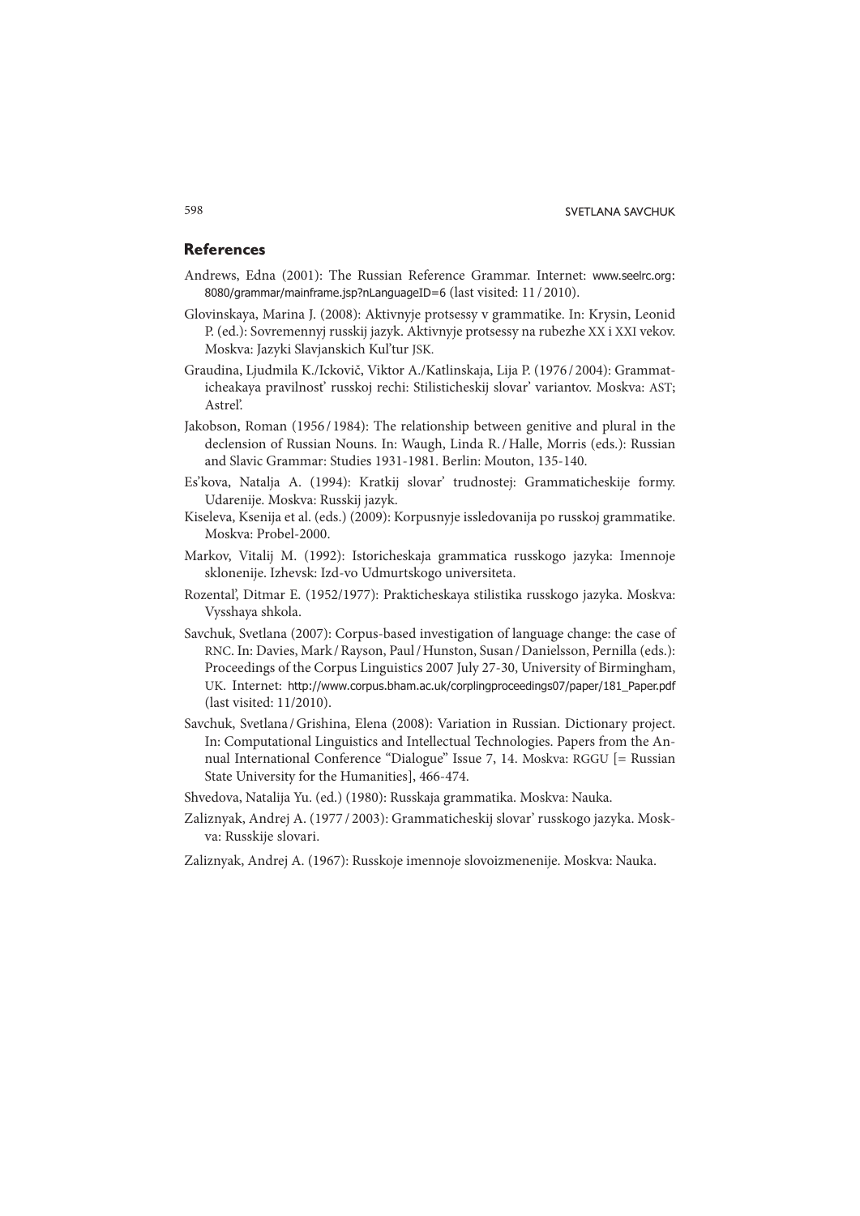## References

Andrews, Edna (2001): The Russian Reference Grammar. Internet: www.seelrc.org:8080/grammar/mainframe.jsp?nLanguageID=6 (last visited: 11 / 2010).

Glovinskaya, Marina J. (2008): Aktivnyje protsessy v grammatike. In: Krysin, Leonid P. (ed.): Sovremennyj russkij jazyk. Aktivnyje protsessy na rubezhe XX i XXI vekov. Moskva: Jazyki Slavjanskich Kul'tur JSK.

Graudina, Ljudmila K./Ickovič, Viktor A./Katlinskaja, Lija P. (1976 / 2004): Grammaticheakaya pravilnost' russkoj rechi: Stilisticheskij slovar' variantov. Moskva: AST; Astrel'.

Jakobson, Roman (1956 / 1984): The relationship between genitive and plural in the declension of Russian Nouns. In: Waugh, Linda R. / Halle, Morris (eds.): Russian and Slavic Grammar: Studies 1931-1981. Berlin: Mouton, 135-140.

Es'kova, Natalja A. (1994): Kratkij slovar' trudnostej: Grammaticheskije formy. Udarenije. Moskva: Russkij jazyk.

Kiseleva, Ksenija et al. (eds.) (2009): Korpusnyje issledovanija po russkoj grammatike. Moskva: Probel-2000.

Markov, Vitalij M. (1992): Istoricheskaja grammatica russkogo jazyka: Imennoje sklonenije. Izhevsk: Izd-vo Udmurtskogo universiteta.

Rozental', Ditmar E. (1952/1977): Prakticheskaya stilistika russkogo jazyka. Moskva: Vysshaya shkola.

Savchuk, Svetlana (2007): Corpus-based investigation of language change: the case of RNC. In: Davies, Mark / Rayson, Paul / Hunston, Susan / Danielsson, Pernilla (eds.): Proceedings of the Corpus Linguistics 2007 July 27-30, University of Birmingham, UK. Internet: http://www.corpus.bham.ac.uk/corplingproceedings07/paper/181_Paper.pdf (last visited: 11/2010).

Savchuk, Svetlana / Grishina, Elena (2008): Variation in Russian. Dictionary project. In: Computational Linguistics and Intellectual Technologies. Papers from the Annual International Conference "Dialogue" Issue 7, 14. Moskva: RGGU [= Russian State University for the Humanities], 466-474.

Shvedova, Natalija Yu. (ed.) (1980): Russkaja grammatika. Moskva: Nauka.

Zaliznyak, Andrej A. (1977 / 2003): Grammaticheskij slovar' russkogo jazyka. Moskva: Russkije slovari.

Zaliznyak, Andrej A. (1967): Russkoje imennoje slovoizmenenije. Moskva: Nauka.